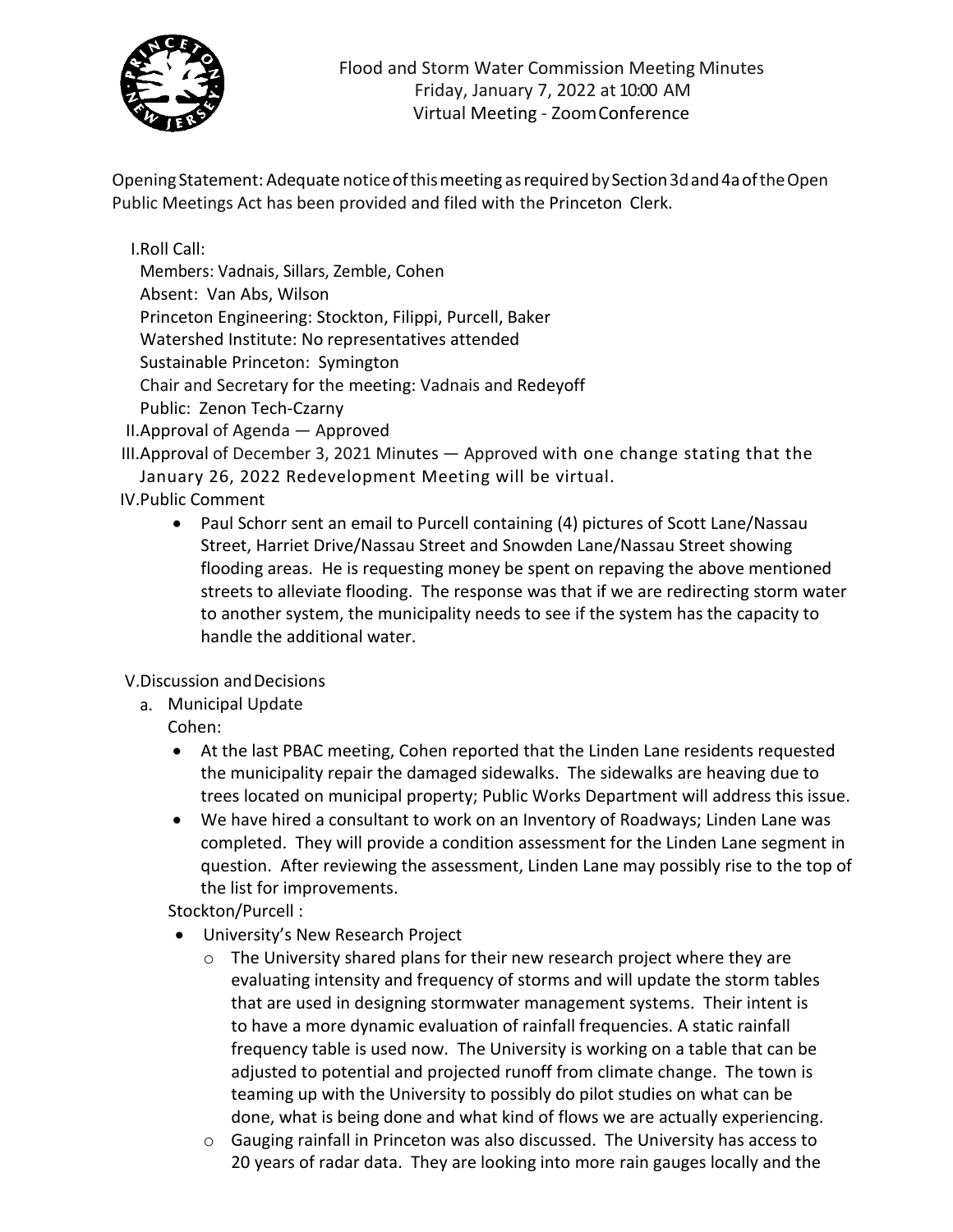# Flood and Storm Water Commission Meeting Minutes
Friday, January 7, 2022 at 10:00 AM
Virtual Meeting - Zoom Conference

Opening Statement: Adequate notice of this meeting as required by Section 3d and 4a of the Open Public Meetings Act has been provided and filed with the Princeton Clerk.

I. Roll Call:
   Members: Vadnais, Sillars, Zemble, Cohen
   Absent: Van Abs, Wilson
   Princeton Engineering: Stockton, Filippi, Purcell, Baker
   Watershed Institute: No representatives attended
   Sustainable Princeton: Symington
   Chair and Secretary for the meeting: Vadnais and Redeyoff
   Public: Zenon Tech-Czarny

II. Approval of Agenda — Approved

III. Approval of December 3, 2021 Minutes — Approved with one change stating that the January 26, 2022 Redevelopment Meeting will be virtual.

IV. Public Comment

- Paul Schorr sent an email to Purcell containing (4) pictures of Scott Lane/Nassau Street, Harriet Drive/Nassau Street and Snowden Lane/Nassau Street showing flooding areas. He is requesting money be spent on repaving the above mentioned streets to alleviate flooding. The response was that if we are redirecting storm water to another system, the municipality needs to see if the system has the capacity to handle the additional water.

V. Discussion and Decisions

a. Municipal Update

Cohen:

- At the last PBAC meeting, Cohen reported that the Linden Lane residents requested the municipality repair the damaged sidewalks. The sidewalks are heaving due to trees located on municipal property; Public Works Department will address this issue.
- We have hired a consultant to work on an Inventory of Roadways; Linden Lane was completed. They will provide a condition assessment for the Linden Lane segment in question. After reviewing the assessment, Linden Lane may possibly rise to the top of the list for improvements.

Stockton/Purcell :

- University's New Research Project
  - The University shared plans for their new research project where they are evaluating intensity and frequency of storms and will update the storm tables that are used in designing stormwater management systems. Their intent is to have a more dynamic evaluation of rainfall frequencies. A static rainfall frequency table is used now. The University is working on a table that can be adjusted to potential and projected runoff from climate change. The town is teaming up with the University to possibly do pilot studies on what can be done, what is being done and what kind of flows we are actually experiencing.
  - Gauging rainfall in Princeton was also discussed. The University has access to 20 years of radar data. They are looking into more rain gauges locally and the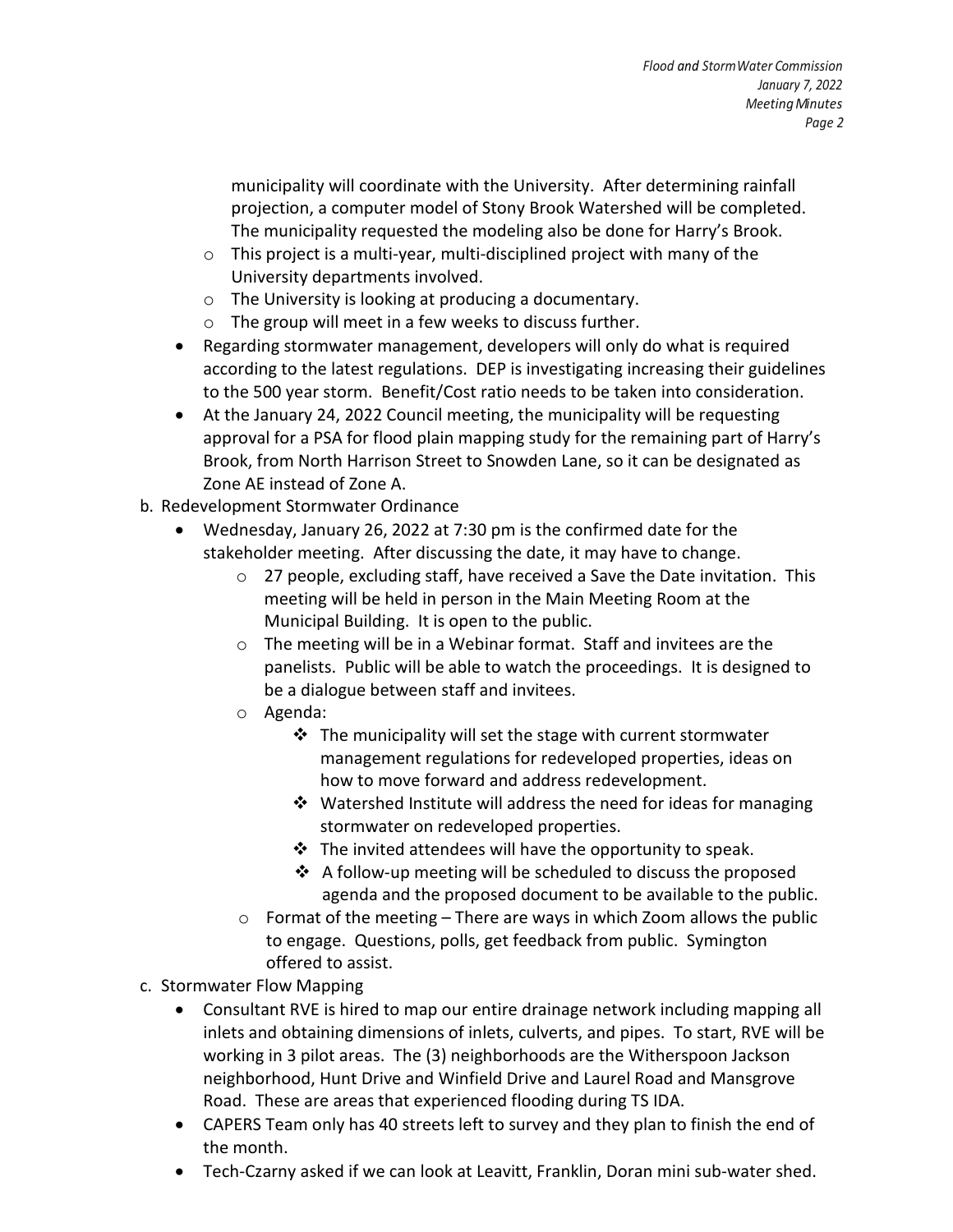municipality will coordinate with the University. After determining rainfall projection, a computer model of Stony Brook Watershed will be completed. The municipality requested the modeling also be done for Harry's Brook.
  - This project is a multi-year, multi-disciplined project with many of the University departments involved.
  - The University is looking at producing a documentary.
  - The group will meet in a few weeks to discuss further.
- Regarding stormwater management, developers will only do what is required according to the latest regulations. DEP is investigating increasing their guidelines to the 500 year storm. Benefit/Cost ratio needs to be taken into consideration.
- At the January 24, 2022 Council meeting, the municipality will be requesting approval for a PSA for flood plain mapping study for the remaining part of Harry's Brook, from North Harrison Street to Snowden Lane, so it can be designated as Zone AE instead of Zone A.

b. Redevelopment Stormwater Ordinance

- Wednesday, January 26, 2022 at 7:30 pm is the confirmed date for the stakeholder meeting. After discussing the date, it may have to change.
  - 27 people, excluding staff, have received a Save the Date invitation. This meeting will be held in person in the Main Meeting Room at the Municipal Building. It is open to the public.
  - The meeting will be in a Webinar format. Staff and invitees are the panelists. Public will be able to watch the proceedings. It is designed to be a dialogue between staff and invitees.
  - Agenda:
    - The municipality will set the stage with current stormwater management regulations for redeveloped properties, ideas on how to move forward and address redevelopment.
    - Watershed Institute will address the need for ideas for managing stormwater on redeveloped properties.
    - The invited attendees will have the opportunity to speak.
    - A follow-up meeting will be scheduled to discuss the proposed agenda and the proposed document to be available to the public.
  - Format of the meeting – There are ways in which Zoom allows the public to engage. Questions, polls, get feedback from public. Symington offered to assist.

c. Stormwater Flow Mapping

- Consultant RVE is hired to map our entire drainage network including mapping all inlets and obtaining dimensions of inlets, culverts, and pipes. To start, RVE will be working in 3 pilot areas. The (3) neighborhoods are the Witherspoon Jackson neighborhood, Hunt Drive and Winfield Drive and Laurel Road and Mansgrove Road. These are areas that experienced flooding during TS IDA.
- CAPERS Team only has 40 streets left to survey and they plan to finish the end of the month.
- Tech-Czarny asked if we can look at Leavitt, Franklin, Doran mini sub-water shed.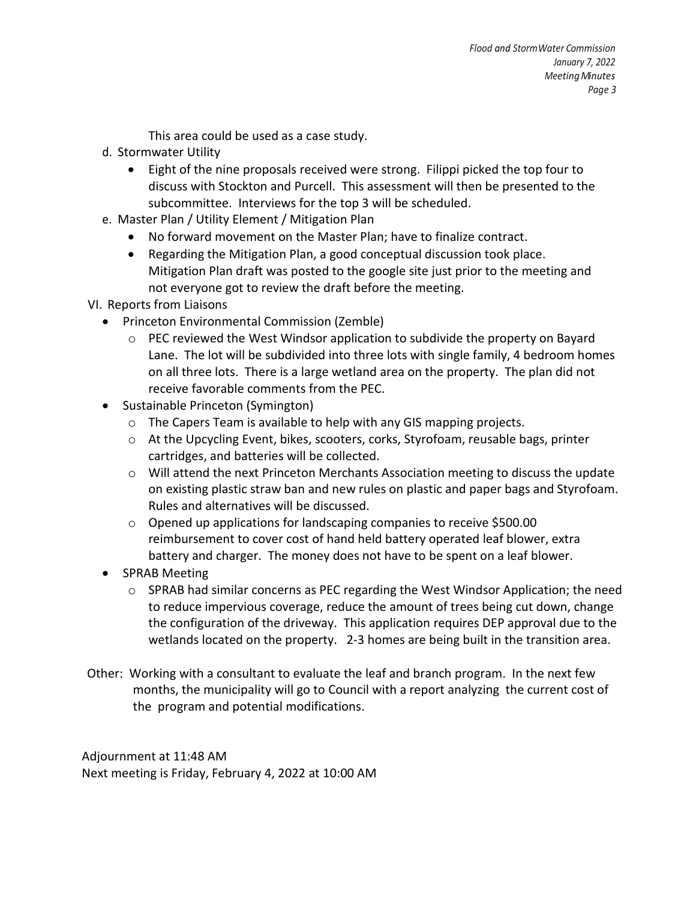This area could be used as a case study.

d. Stormwater Utility
   - Eight of the nine proposals received were strong. Filippi picked the top four to discuss with Stockton and Purcell. This assessment will then be presented to the subcommittee. Interviews for the top 3 will be scheduled.

e. Master Plan / Utility Element / Mitigation Plan
   - No forward movement on the Master Plan; have to finalize contract.
   - Regarding the Mitigation Plan, a good conceptual discussion took place. Mitigation Plan draft was posted to the google site just prior to the meeting and not everyone got to review the draft before the meeting.

VI. Reports from Liaisons

- Princeton Environmental Commission (Zemble)
  - PEC reviewed the West Windsor application to subdivide the property on Bayard Lane. The lot will be subdivided into three lots with single family, 4 bedroom homes on all three lots. There is a large wetland area on the property. The plan did not receive favorable comments from the PEC.
- Sustainable Princeton (Symington)
  - The Capers Team is available to help with any GIS mapping projects.
  - At the Upcycling Event, bikes, scooters, corks, Styrofoam, reusable bags, printer cartridges, and batteries will be collected.
  - Will attend the next Princeton Merchants Association meeting to discuss the update on existing plastic straw ban and new rules on plastic and paper bags and Styrofoam. Rules and alternatives will be discussed.
  - Opened up applications for landscaping companies to receive $500.00 reimbursement to cover cost of hand held battery operated leaf blower, extra battery and charger. The money does not have to be spent on a leaf blower.
- SPRAB Meeting
  - SPRAB had similar concerns as PEC regarding the West Windsor Application; the need to reduce impervious coverage, reduce the amount of trees being cut down, change the configuration of the driveway. This application requires DEP approval due to the wetlands located on the property. 2-3 homes are being built in the transition area.

Other: Working with a consultant to evaluate the leaf and branch program. In the next few months, the municipality will go to Council with a report analyzing the current cost of the program and potential modifications.

Adjournment at 11:48 AM
Next meeting is Friday, February 4, 2022 at 10:00 AM